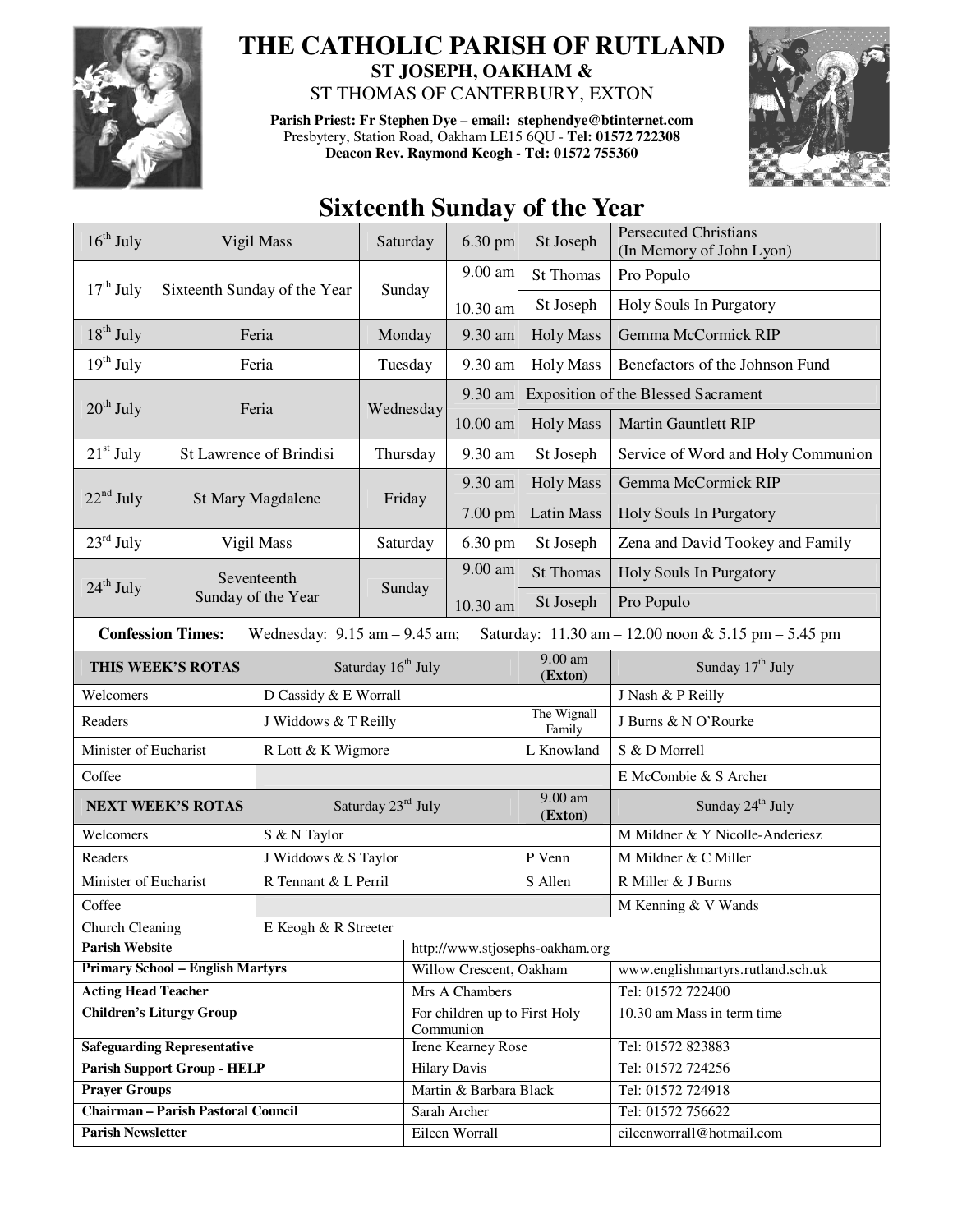# THE CATHOLIC PARISH OF RUTLAND

## ST JOSEPH, OAKHAM &

## ST THOMAS OF CANTERBURY, EXTON

**Parish Priest: Fr Stephen Dye – email: stephendye@btinternet.com**
Presbytery, Station Road, Oakham LE15 6QU - **Tel: 01572 722308**
**Deacon Rev. Raymond Keogh - Tel: 01572 755360**

## Sixteenth Sunday of the Year

| Date | Day | Weekday | Time | Place | Intention |
|---|---|---|---|---|---|
| 16th July | Vigil Mass | Saturday | 6.30 pm | St Joseph | Persecuted Christians (In Memory of John Lyon) |
| 17th July | Sixteenth Sunday of the Year | Sunday | 9.00 am | St Thomas | Pro Populo |
| | | | 10.30 am | St Joseph | Holy Souls In Purgatory |
| 18th July | Feria | Monday | 9.30 am | Holy Mass | Gemma McCormick RIP |
| 19th July | Feria | Tuesday | 9.30 am | Holy Mass | Benefactors of the Johnson Fund |
| 20th July | Feria | Wednesday | 9.30 am | Exposition of the Blessed Sacrament | |
| | | | 10.00 am | Holy Mass | Martin Gauntlett RIP |
| 21st July | St Lawrence of Brindisi | Thursday | 9.30 am | St Joseph | Service of Word and Holy Communion |
| 22nd July | St Mary Magdalene | Friday | 9.30 am | Holy Mass | Gemma McCormick RIP |
| | | | 7.00 pm | Latin Mass | Holy Souls In Purgatory |
| 23rd July | Vigil Mass | Saturday | 6.30 pm | St Joseph | Zena and David Tookey and Family |
| 24th July | Seventeenth Sunday of the Year | Sunday | 9.00 am | St Thomas | Holy Souls In Purgatory |
| | | | 10.30 am | St Joseph | Pro Populo |

**Confession Times:** Wednesday: 9.15 am – 9.45 am; Saturday: 11.30 am – 12.00 noon & 5.15 pm – 5.45 pm

| **THIS WEEK'S ROTAS** | Saturday 16th July | 9.00 am (**Exton**) | Sunday 17th July |
|---|---|---|---|
| Welcomers | D Cassidy & E Worrall | | J Nash & P Reilly |
| Readers | J Widdows & T Reilly | The Wignall Family | J Burns & N O'Rourke |
| Minister of Eucharist | R Lott & K Wigmore | L Knowland | S & D Morrell |
| Coffee | | | E McCombie & S Archer |
| **NEXT WEEK'S ROTAS** | Saturday 23rd July | 9.00 am (**Exton**) | Sunday 24th July |
| Welcomers | S & N Taylor | | M Mildner & Y Nicolle-Anderiesz |
| Readers | J Widdows & S Taylor | P Venn | M Mildner & C Miller |
| Minister of Eucharist | R Tennant & L Perril | S Allen | R Miller & J Burns |
| Coffee | | | M Kenning & V Wands |
| Church Cleaning | E Keogh & R Streeter | | |

| | | |
|---|---|---|
| **Parish Website** | http://www.stjosephs-oakham.org | |
| **Primary School – English Martyrs** | Willow Crescent, Oakham | www.englishmartyrs.rutland.sch.uk |
| **Acting Head Teacher** | Mrs A Chambers | Tel: 01572 722400 |
| **Children's Liturgy Group** | For children up to First Holy Communion | 10.30 am Mass in term time |
| **Safeguarding Representative** | Irene Kearney Rose | Tel: 01572 823883 |
| **Parish Support Group - HELP** | Hilary Davis | Tel: 01572 724256 |
| **Prayer Groups** | Martin & Barbara Black | Tel: 01572 724918 |
| **Chairman – Parish Pastoral Council** | Sarah Archer | Tel: 01572 756622 |
| **Parish Newsletter** | Eileen Worrall | eileenworrall@hotmail.com |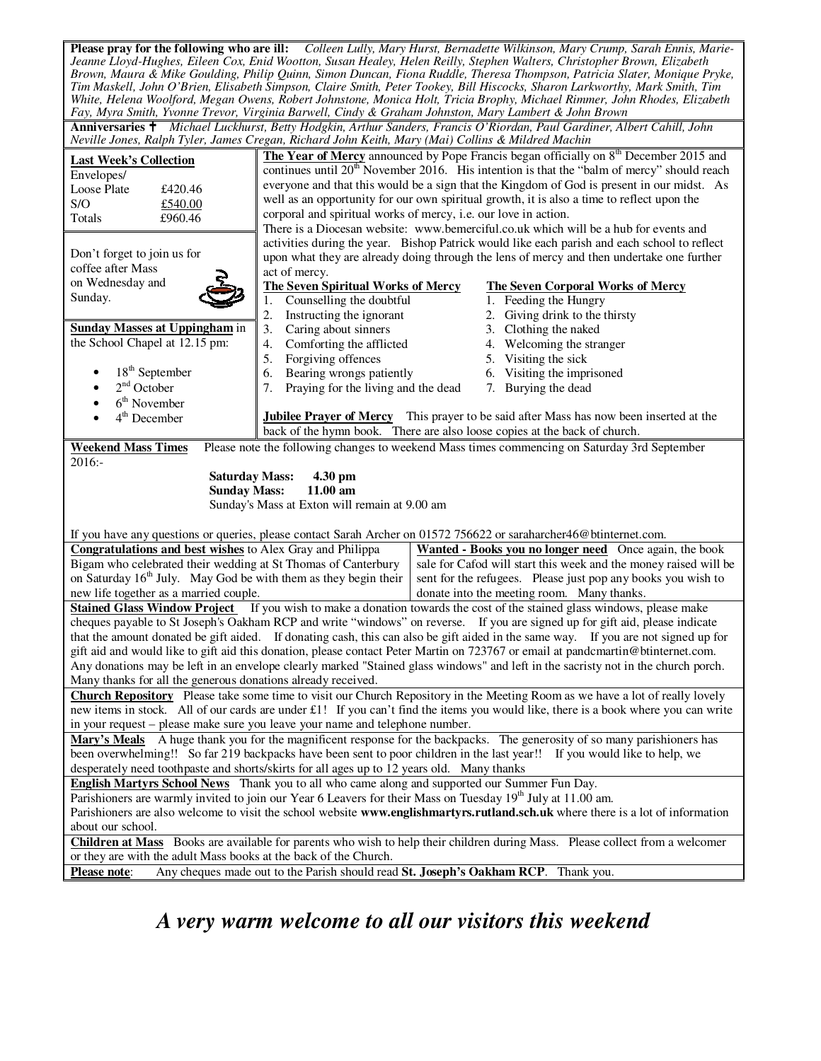**Please pray for the following who are ill:** *Colleen Lully, Mary Hurst, Bernadette Wilkinson, Mary Crump, Sarah Ennis, Marie-Jeanne Lloyd-Hughes, Eileen Cox, Enid Wootton, Susan Healey, Helen Reilly, Stephen Walters, Christopher Brown, Elizabeth Brown, Maura & Mike Goulding, Philip Quinn, Simon Duncan, Fiona Ruddle, Theresa Thompson, Patricia Slater, Monique Pryke, Tim Maskell, John O'Brien, Elisabeth Simpson, Claire Smith, Peter Tookey, Bill Hiscocks, Sharon Larkworthy, Mark Smith, Tim White, Helena Woolford, Megan Owens, Robert Johnstone, Monica Holt, Tricia Brophy, Michael Rimmer, John Rhodes, Elizabeth Fay, Myra Smith, Yvonne Trevor, Virginia Barwell, Cindy & Graham Johnston, Mary Lambert & John Brown*

**Anniversaries ✝** *Michael Luckhurst, Betty Hodgkin, Arthur Sanders, Francis O'Riordan, Paul Gardiner, Albert Cahill, John Neville Jones, Ralph Tyler, James Cregan, Richard John Keith, Mary (Mai) Collins & Mildred Machin*

**Last Week's Collection**

| | |
|---|---|
| Envelopes/ Loose Plate | £420.46 |
| S/O | £540.00 |
| Totals | £960.46 |

Don't forget to join us for coffee after Mass on Wednesday and Sunday.

**Sunday Masses at Uppingham** in the School Chapel at 12.15 pm:

- 18th September
- 2nd October
- 6th November
- 4th December

**The Year of Mercy** announced by Pope Francis began officially on 8th December 2015 and continues until 20th November 2016. His intention is that the "balm of mercy" should reach everyone and that this would be a sign that the Kingdom of God is present in our midst. As well as an opportunity for our own spiritual growth, it is also a time to reflect upon the corporal and spiritual works of mercy, i.e. our love in action.
There is a Diocesan website: www.bemerciful.co.uk which will be a hub for events and activities during the year. Bishop Patrick would like each parish and each school to reflect upon what they are already doing through the lens of mercy and then undertake one further act of mercy.

**The Seven Spiritual Works of Mercy**
1. Counselling the doubtful
2. Instructing the ignorant
3. Caring about sinners
4. Comforting the afflicted
5. Forgiving offences
6. Bearing wrongs patiently
7. Praying for the living and the dead

**The Seven Corporal Works of Mercy**
1. Feeding the Hungry
2. Giving drink to the thirsty
3. Clothing the naked
4. Welcoming the stranger
5. Visiting the sick
6. Visiting the imprisoned
7. Burying the dead

**Jubilee Prayer of Mercy** This prayer to be said after Mass has now been inserted at the back of the hymn book. There are also loose copies at the back of church.

**Weekend Mass Times** Please note the following changes to weekend Mass times commencing on Saturday 3rd September 2016:-

**Saturday Mass: 4.30 pm**
**Sunday Mass: 11.00 am**
Sunday's Mass at Exton will remain at 9.00 am

If you have any questions or queries, please contact Sarah Archer on 01572 756622 or saraharcher46@btinternet.com.

**Congratulations and best wishes** to Alex Gray and Philippa Bigam who celebrated their wedding at St Thomas of Canterbury on Saturday 16th July. May God be with them as they begin their new life together as a married couple.

**Wanted - Books you no longer need** Once again, the book sale for Cafod will start this week and the money raised will be sent for the refugees. Please just pop any books you wish to donate into the meeting room. Many thanks.

**Stained Glass Window Project** If you wish to make a donation towards the cost of the stained glass windows, please make cheques payable to St Joseph's Oakham RCP and write "windows" on reverse. If you are signed up for gift aid, please indicate that the amount donated be gift aided. If donating cash, this can also be gift aided in the same way. If you are not signed up for gift aid and would like to gift aid this donation, please contact Peter Martin on 723767 or email at pandcmartin@btinternet.com. Any donations may be left in an envelope clearly marked "Stained glass windows" and left in the sacristy not in the church porch. Many thanks for all the generous donations already received.

**Church Repository** Please take some time to visit our Church Repository in the Meeting Room as we have a lot of really lovely new items in stock. All of our cards are under £1! If you can't find the items you would like, there is a book where you can write in your request – please make sure you leave your name and telephone number.

**Mary's Meals** A huge thank you for the magnificent response for the backpacks. The generosity of so many parishioners has been overwhelming!! So far 219 backpacks have been sent to poor children in the last year!! If you would like to help, we desperately need toothpaste and shorts/skirts for all ages up to 12 years old. Many thanks

**English Martyrs School News** Thank you to all who came along and supported our Summer Fun Day.
Parishioners are warmly invited to join our Year 6 Leavers for their Mass on Tuesday 19th July at 11.00 am.
Parishioners are also welcome to visit the school website **www.englishmartyrs.rutland.sch.uk** where there is a lot of information about our school.

**Children at Mass** Books are available for parents who wish to help their children during Mass. Please collect from a welcomer or they are with the adult Mass books at the back of the Church.

**Please note**: Any cheques made out to the Parish should read **St. Joseph's Oakham RCP**. Thank you.

***A very warm welcome to all our visitors this weekend***